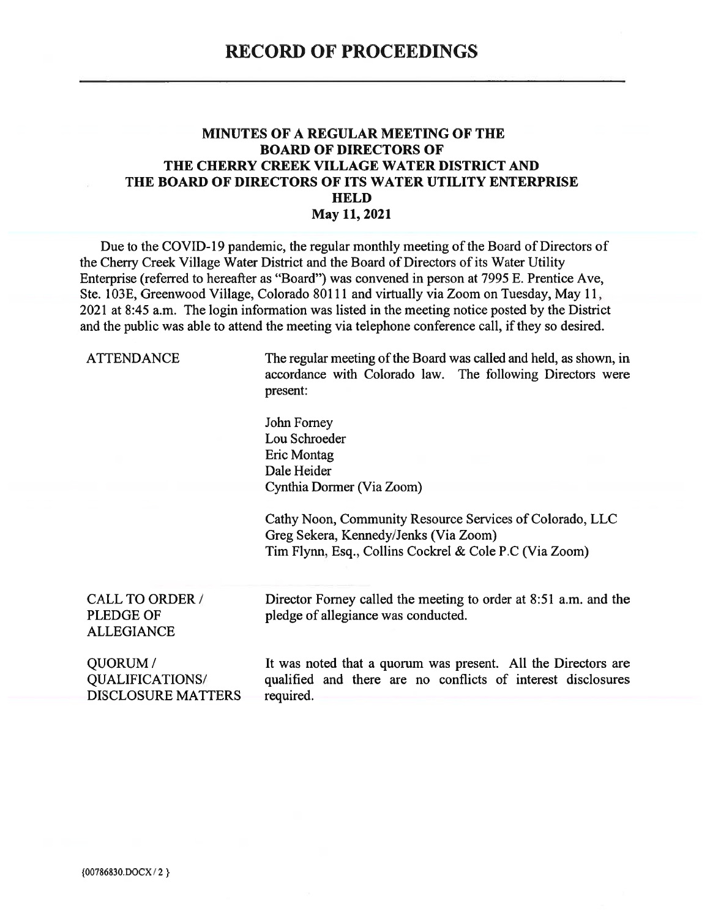# RECORD OF PROCEEDINGS

## MINUTES OF A REGULAR MEETING OF THE BOARD OF DIRECTORS OF THE CHERRY CREEK VILLAGE WATER DISTRICT AND THE BOARD OF DIRECTORS OF ITS WATER UTILITY ENTERPRISE HELD May 11, 2021

Due to the COVID-19 pandemic, the regular monthly meeting of the Board of Directors of the Cherry Creek Village Water District and the Board of Directors of its Water Utility Enterprise (referred to hereafter as "Board") was convened in person at 7995 E. Prentice Ave, Ste. 103E, Greenwood Village, Colorado 80111 and virtually via Zoom on Tuesday, May 11, 2021 at 8:45 a.m. The login information was listed in the meeting notice posted by the District and the public was able to attend the meeting via telephone conference call, if they so desired.

**ATTENDANCE**

The regular meeting of the Board was called and held, as shown, in accordance with Colorado law. The following Directors were present:

John Forney
Lou Schroeder
Eric Montag
Dale Heider
Cynthia Dormer (Via Zoom)

Cathy Noon, Community Resource Services of Colorado, LLC
Greg Sekera, Kennedy/Jenks (Via Zoom)
Tim Flynn, Esq., Collins Cockrel & Cole P.C (Via Zoom)

**CALL TO ORDER / PLEDGE OF ALLEGIANCE**

Director Forney called the meeting to order at 8:51 a.m. and the pledge of allegiance was conducted.

**QUORUM / QUALIFICATIONS/ DISCLOSURE MATTERS**

It was noted that a quorum was present. All the Directors are qualified and there are no conflicts of interest disclosures required.

{00786830.DOCX / 2 }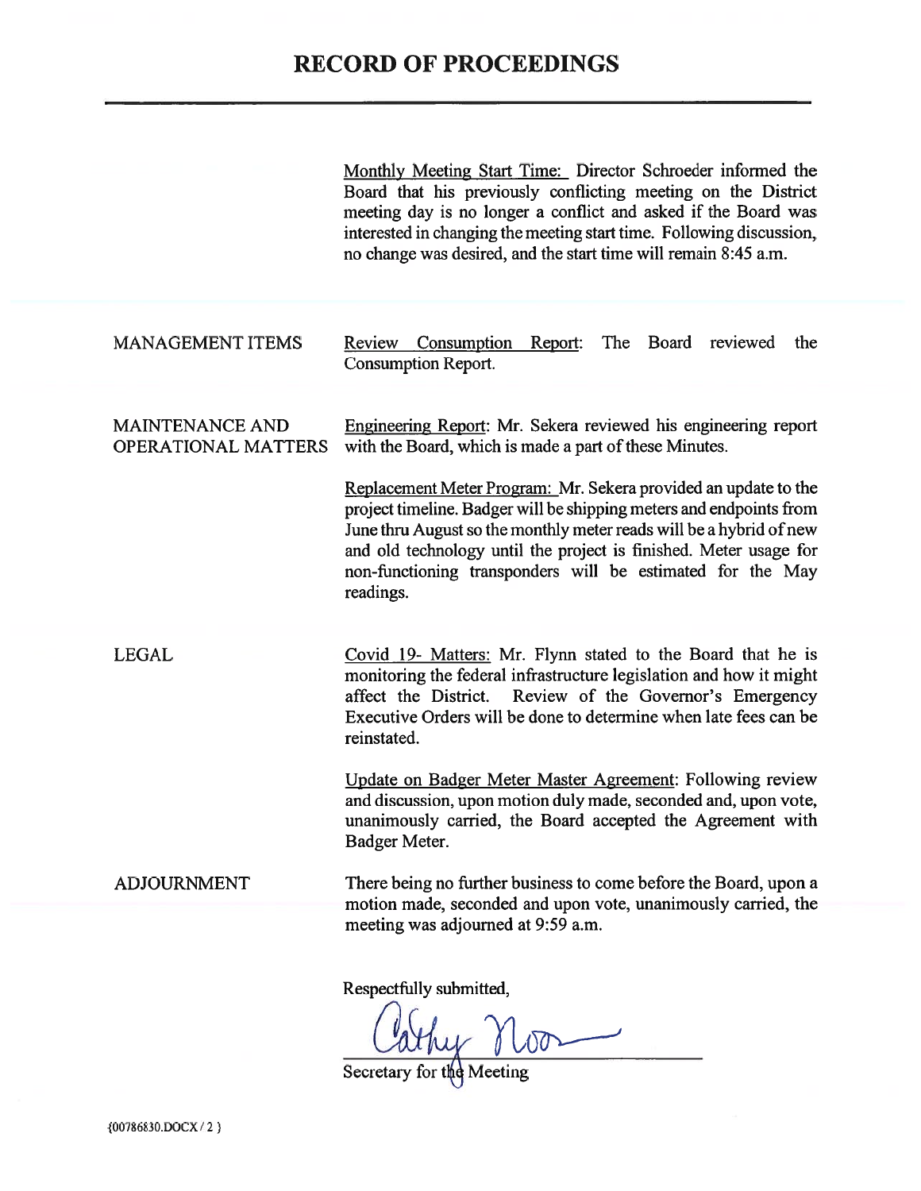# RECORD OF PROCEEDINGS

Monthly Meeting Start Time: Director Schroeder informed the Board that his previously conflicting meeting on the District meeting day is no longer a conflict and asked if the Board was interested in changing the meeting start time. Following discussion, no change was desired, and the start time will remain 8:45 a.m.

**MANAGEMENT ITEMS**

Review Consumption Report: The Board reviewed the Consumption Report.

**MAINTENANCE AND OPERATIONAL MATTERS**

Engineering Report: Mr. Sekera reviewed his engineering report with the Board, which is made a part of these Minutes.

Replacement Meter Program: Mr. Sekera provided an update to the project timeline. Badger will be shipping meters and endpoints from June thru August so the monthly meter reads will be a hybrid of new and old technology until the project is finished. Meter usage for non-functioning transponders will be estimated for the May readings.

**LEGAL**

Covid 19- Matters: Mr. Flynn stated to the Board that he is monitoring the federal infrastructure legislation and how it might affect the District. Review of the Governor's Emergency Executive Orders will be done to determine when late fees can be reinstated.

Update on Badger Meter Master Agreement: Following review and discussion, upon motion duly made, seconded and, upon vote, unanimously carried, the Board accepted the Agreement with Badger Meter.

**ADJOURNMENT**

There being no further business to come before the Board, upon a motion made, seconded and upon vote, unanimously carried, the meeting was adjourned at 9:59 a.m.

Respectfully submitted,

Cathy Noon

Secretary for the Meeting

{00786830.DOCX / 2 }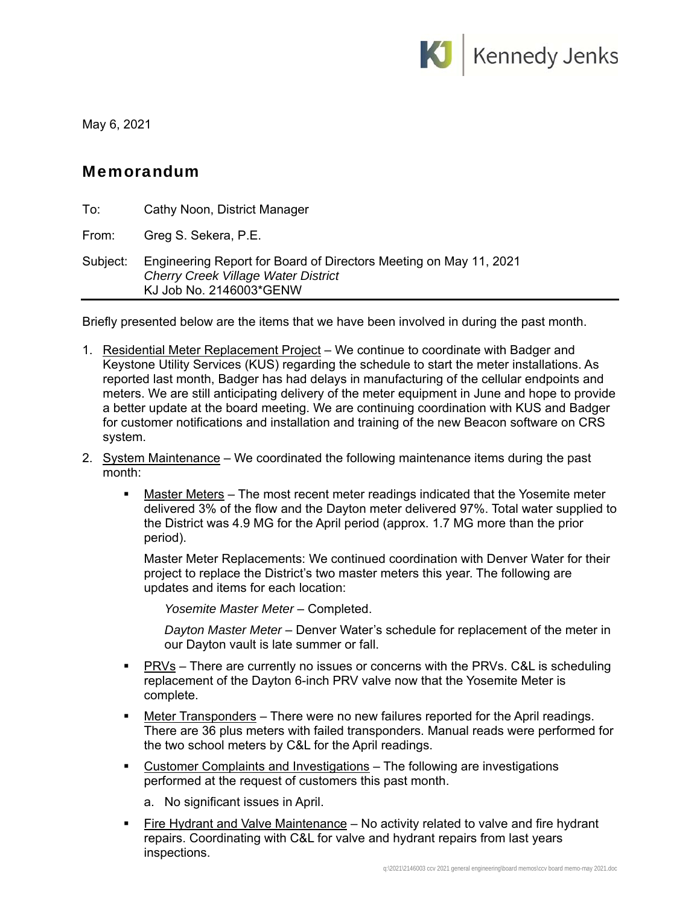Kennedy Jenks

May 6, 2021

## Memorandum

To: Cathy Noon, District Manager

From: Greg S. Sekera, P.E.

Subject: Engineering Report for Board of Directors Meeting on May 11, 2021
*Cherry Creek Village Water District*
KJ Job No. 2146003*GENW

---

Briefly presented below are the items that we have been involved in during the past month.

1. <u>Residential Meter Replacement Project</u> – We continue to coordinate with Badger and Keystone Utility Services (KUS) regarding the schedule to start the meter installations. As reported last month, Badger has had delays in manufacturing of the cellular endpoints and meters. We are still anticipating delivery of the meter equipment in June and hope to provide a better update at the board meeting. We are continuing coordination with KUS and Badger for customer notifications and installation and training of the new Beacon software on CRS system.

2. <u>System Maintenance</u> – We coordinated the following maintenance items during the past month:

   - <u>Master Meters</u> – The most recent meter readings indicated that the Yosemite meter delivered 3% of the flow and the Dayton meter delivered 97%. Total water supplied to the District was 4.9 MG for the April period (approx. 1.7 MG more than the prior period).

     Master Meter Replacements: We continued coordination with Denver Water for their project to replace the District's two master meters this year. The following are updates and items for each location:

     *Yosemite Master Meter* – Completed.

     *Dayton Master Meter* – Denver Water's schedule for replacement of the meter in our Dayton vault is late summer or fall.

   - <u>PRVs</u> – There are currently no issues or concerns with the PRVs. C&L is scheduling replacement of the Dayton 6-inch PRV valve now that the Yosemite Meter is complete.

   - <u>Meter Transponders</u> – There were no new failures reported for the April readings. There are 36 plus meters with failed transponders. Manual reads were performed for the two school meters by C&L for the April readings.

   - <u>Customer Complaints and Investigations</u> – The following are investigations performed at the request of customers this past month.

     a. No significant issues in April.

   - <u>Fire Hydrant and Valve Maintenance</u> – No activity related to valve and fire hydrant repairs. Coordinating with C&L for valve and hydrant repairs from last years inspections.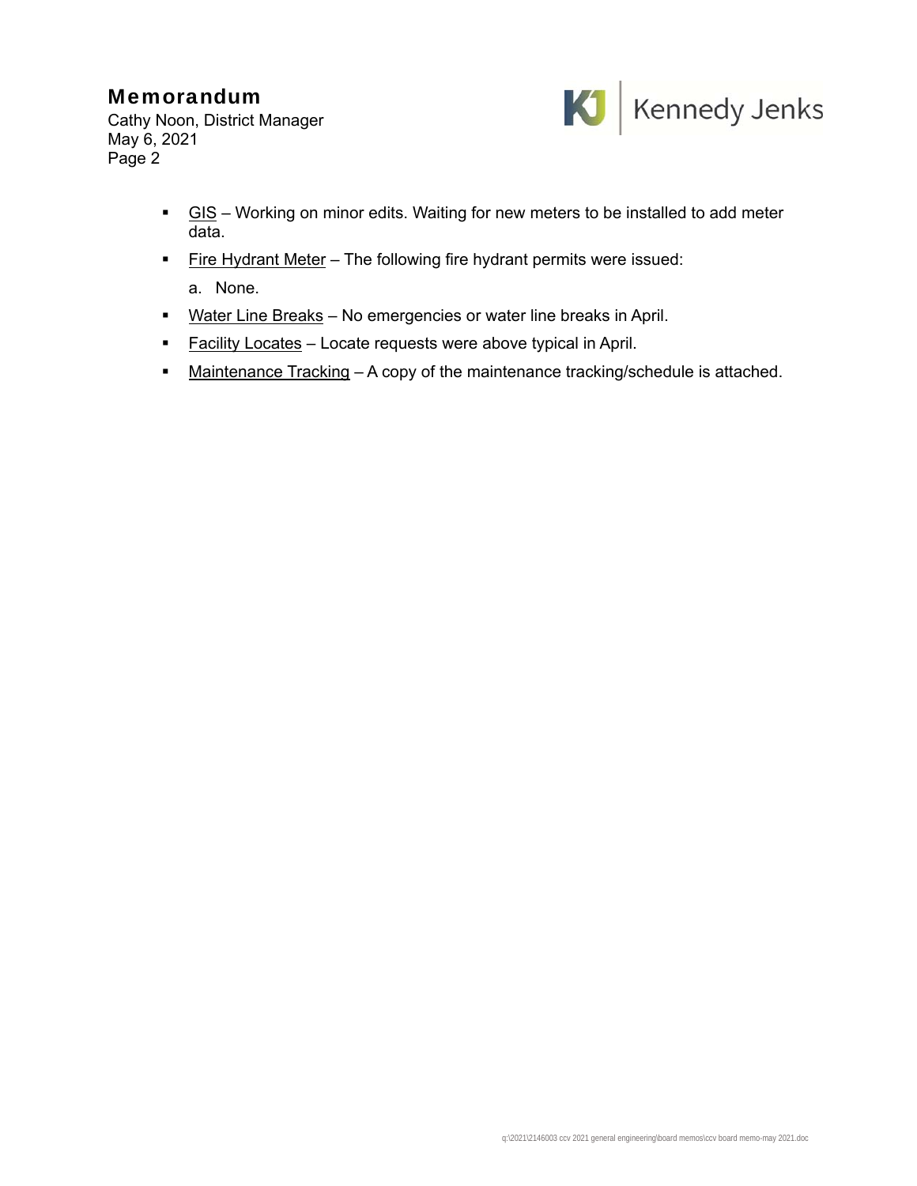- GIS – Working on minor edits. Waiting for new meters to be installed to add meter data.
- Fire Hydrant Meter – The following fire hydrant permits were issued:

  a. None.

- Water Line Breaks – No emergencies or water line breaks in April.
- Facility Locates – Locate requests were above typical in April.
- Maintenance Tracking – A copy of the maintenance tracking/schedule is attached.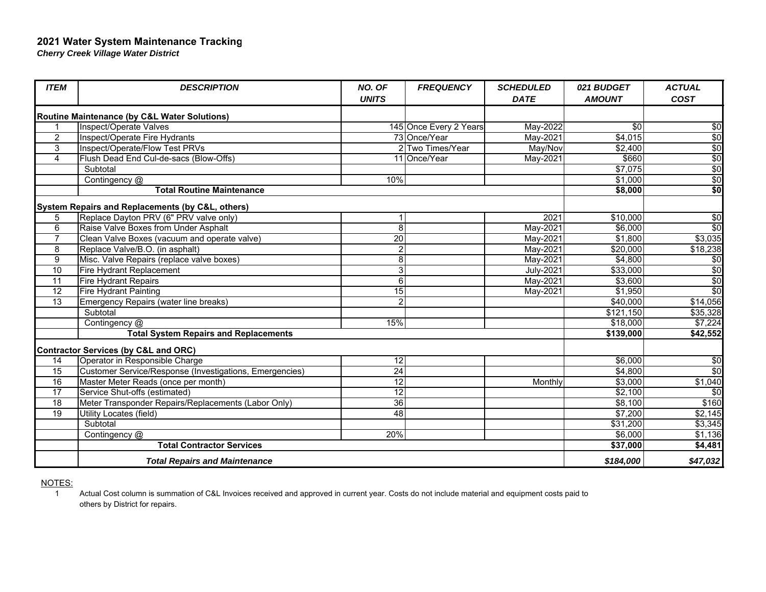**2021 Water System Maintenance Tracking**

***Cherry Creek Village Water District***

| *ITEM* | *DESCRIPTION* | *NO. OF UNITS* | *FREQUENCY* | *SCHEDULED DATE* | *021 BUDGET AMOUNT* | *ACTUAL COST* |
|---|---|---|---|---|---|---|
| **Routine Maintenance (by C&L Water Solutions)** | | | | | | |
| 1 | Inspect/Operate Valves | 145 | Once Every 2 Years | May-2022 | $0 | $0 |
| 2 | Inspect/Operate Fire Hydrants | 73 | Once/Year | May-2021 | $4,015 | $0 |
| 3 | Inspect/Operate/Flow Test PRVs | 2 | Two Times/Year | May/Nov | $2,400 | $0 |
| 4 | Flush Dead End Cul-de-sacs (Blow-Offs) | 11 | Once/Year | May-2021 | $660 | $0 |
| | Subtotal | | | | $7,075 | $0 |
| | Contingency @ | 10% | | | $1,000 | $0 |
| | **Total Routine Maintenance** | | | | **$8,000** | **$0** |
| **System Repairs and Replacements (by C&L, others)** | | | | | | |
| 5 | Replace Dayton PRV (6" PRV valve only) | 1 | | 2021 | $10,000 | $0 |
| 6 | Raise Valve Boxes from Under Asphalt | 8 | | May-2021 | $6,000 | $0 |
| 7 | Clean Valve Boxes (vacuum and operate valve) | 20 | | May-2021 | $1,800 | $3,035 |
| 8 | Replace Valve/B.O. (in asphalt) | 2 | | May-2021 | $20,000 | $18,238 |
| 9 | Misc. Valve Repairs (replace valve boxes) | 8 | | May-2021 | $4,800 | $0 |
| 10 | Fire Hydrant Replacement | 3 | | July-2021 | $33,000 | $0 |
| 11 | Fire Hydrant Repairs | 6 | | May-2021 | $3,600 | $0 |
| 12 | Fire Hydrant Painting | 15 | | May-2021 | $1,950 | $0 |
| 13 | Emergency Repairs (water line breaks) | 2 | | | $40,000 | $14,056 |
| | Subtotal | | | | $121,150 | $35,328 |
| | Contingency @ | 15% | | | $18,000 | $7,224 |
| | **Total System Repairs and Replacements** | | | | **$139,000** | **$42,552** |
| **Contractor Services (by C&L and ORC)** | | | | | | |
| 14 | Operator in Responsible Charge | 12 | | | $6,000 | $0 |
| 15 | Customer Service/Response (Investigations, Emergencies) | 24 | | | $4,800 | $0 |
| 16 | Master Meter Reads (once per month) | 12 | | Monthly | $3,000 | $1,040 |
| 17 | Service Shut-offs (estimated) | 12 | | | $2,100 | $0 |
| 18 | Meter Transponder Repairs/Replacements (Labor Only) | 36 | | | $8,100 | $160 |
| 19 | Utility Locates (field) | 48 | | | $7,200 | $2,145 |
| | Subtotal | | | | $31,200 | $3,345 |
| | Contingency @ | 20% | | | $6,000 | $1,136 |
| | **Total Contractor Services** | | | | **$37,000** | **$4,481** |
| | ***Total Repairs and Maintenance*** | | | | ***$184,000*** | ***$47,032*** |

NOTES:

1. Actual Cost column is summation of C&L Invoices received and approved in current year. Costs do not include material and equipment costs paid to others by District for repairs.